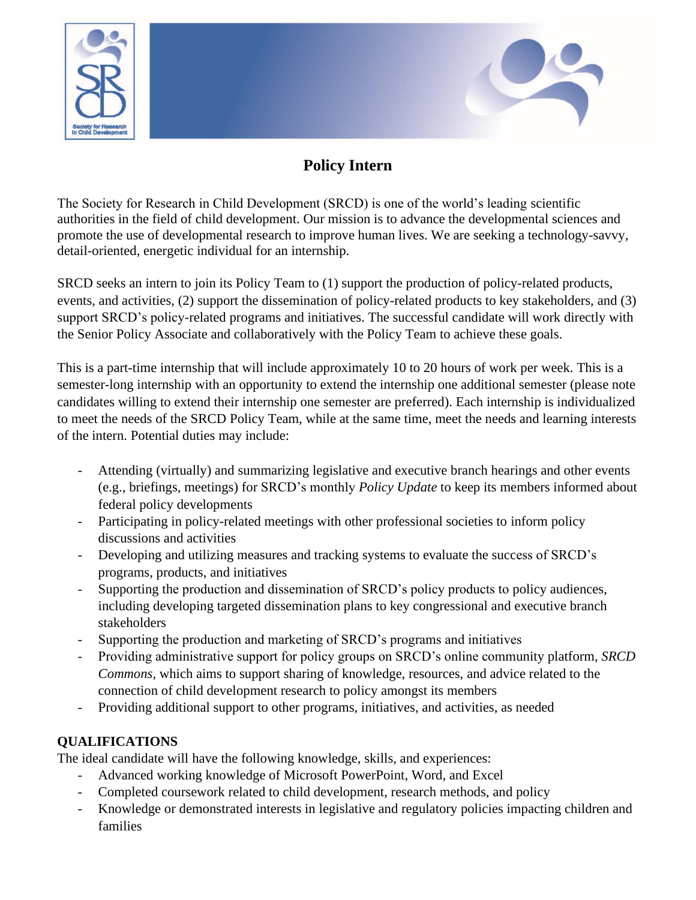# Policy Intern

The Society for Research in Child Development (SRCD) is one of the world's leading scientific authorities in the field of child development. Our mission is to advance the developmental sciences and promote the use of developmental research to improve human lives. We are seeking a technology-savvy, detail-oriented, energetic individual for an internship.

SRCD seeks an intern to join its Policy Team to (1) support the production of policy-related products, events, and activities, (2) support the dissemination of policy-related products to key stakeholders, and (3) support SRCD's policy-related programs and initiatives. The successful candidate will work directly with the Senior Policy Associate and collaboratively with the Policy Team to achieve these goals.

This is a part-time internship that will include approximately 10 to 20 hours of work per week. This is a semester-long internship with an opportunity to extend the internship one additional semester (please note candidates willing to extend their internship one semester are preferred). Each internship is individualized to meet the needs of the SRCD Policy Team, while at the same time, meet the needs and learning interests of the intern. Potential duties may include:

- Attending (virtually) and summarizing legislative and executive branch hearings and other events (e.g., briefings, meetings) for SRCD's monthly *Policy Update* to keep its members informed about federal policy developments
- Participating in policy-related meetings with other professional societies to inform policy discussions and activities
- Developing and utilizing measures and tracking systems to evaluate the success of SRCD's programs, products, and initiatives
- Supporting the production and dissemination of SRCD's policy products to policy audiences, including developing targeted dissemination plans to key congressional and executive branch stakeholders
- Supporting the production and marketing of SRCD's programs and initiatives
- Providing administrative support for policy groups on SRCD's online community platform, *SRCD Commons*, which aims to support sharing of knowledge, resources, and advice related to the connection of child development research to policy amongst its members
- Providing additional support to other programs, initiatives, and activities, as needed

**QUALIFICATIONS**

The ideal candidate will have the following knowledge, skills, and experiences:

- Advanced working knowledge of Microsoft PowerPoint, Word, and Excel
- Completed coursework related to child development, research methods, and policy
- Knowledge or demonstrated interests in legislative and regulatory policies impacting children and families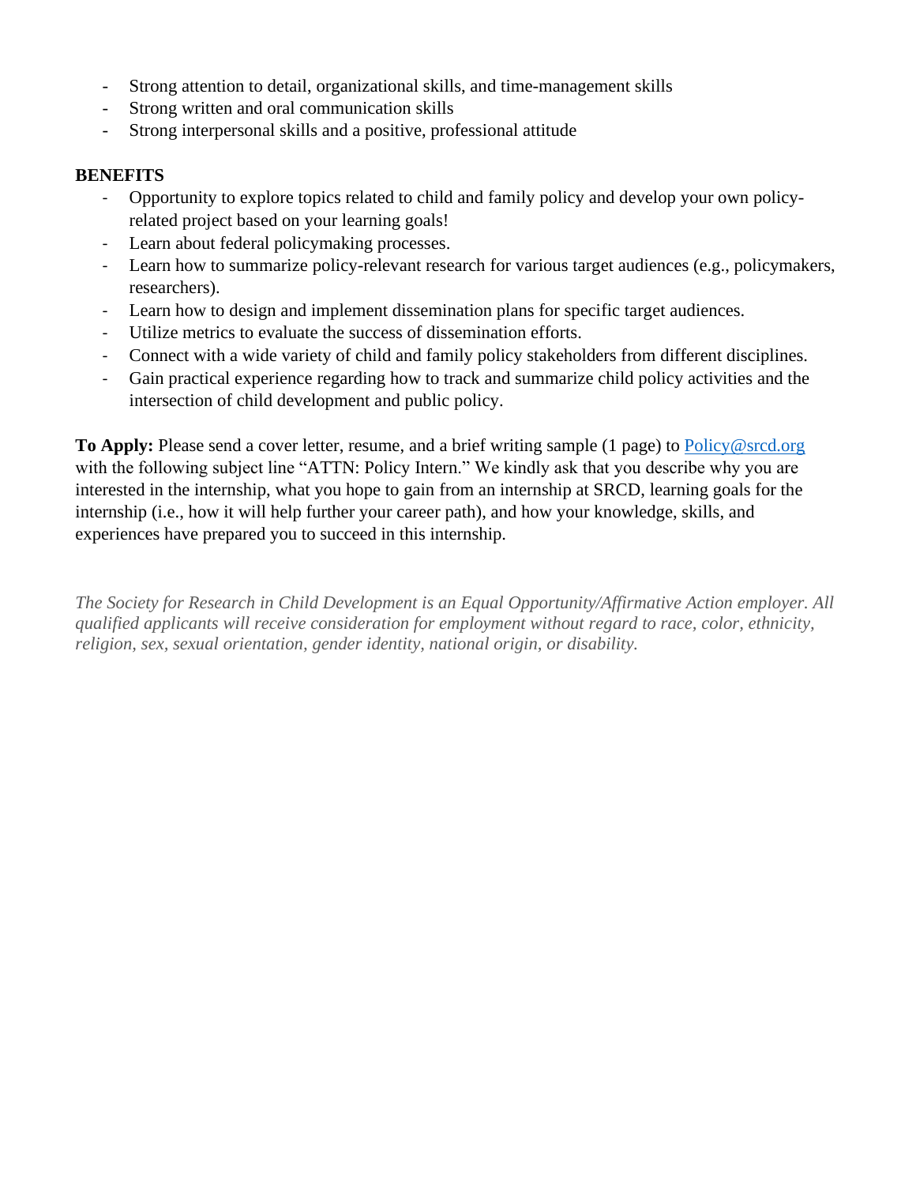- Strong attention to detail, organizational skills, and time-management skills
- Strong written and oral communication skills
- Strong interpersonal skills and a positive, professional attitude

**BENEFITS**

- Opportunity to explore topics related to child and family policy and develop your own policy-related project based on your learning goals!
- Learn about federal policymaking processes.
- Learn how to summarize policy-relevant research for various target audiences (e.g., policymakers, researchers).
- Learn how to design and implement dissemination plans for specific target audiences.
- Utilize metrics to evaluate the success of dissemination efforts.
- Connect with a wide variety of child and family policy stakeholders from different disciplines.
- Gain practical experience regarding how to track and summarize child policy activities and the intersection of child development and public policy.

**To Apply:** Please send a cover letter, resume, and a brief writing sample (1 page) to Policy@srcd.org with the following subject line "ATTN: Policy Intern." We kindly ask that you describe why you are interested in the internship, what you hope to gain from an internship at SRCD, learning goals for the internship (i.e., how it will help further your career path), and how your knowledge, skills, and experiences have prepared you to succeed in this internship.

*The Society for Research in Child Development is an Equal Opportunity/Affirmative Action employer. All qualified applicants will receive consideration for employment without regard to race, color, ethnicity, religion, sex, sexual orientation, gender identity, national origin, or disability.*